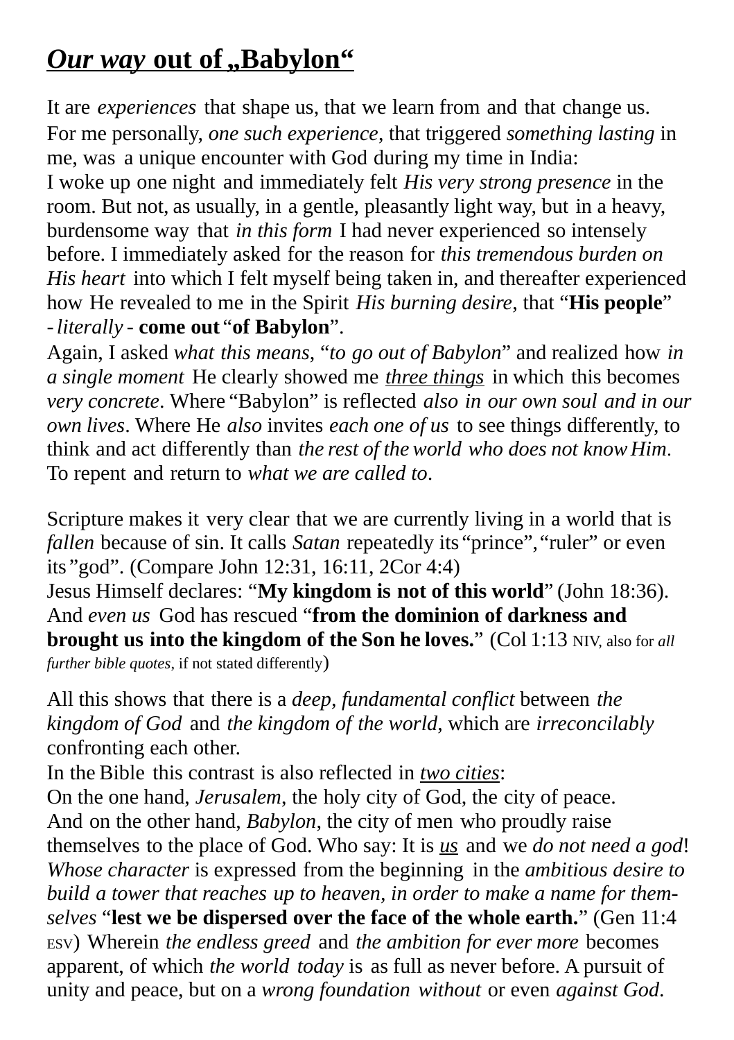# ***Our way* out of „Babylon"**

It are *experiences* that shape us, that we learn from and that change us. For me personally, *one such experience*, that triggered *something lasting* in me, was a unique encounter with God during my time in India:
I woke up one night and immediately felt *His very strong presence* in the room. But not, as usually, in a gentle, pleasantly light way, but in a heavy, burdensome way that *in this form* I had never experienced so intensely before. I immediately asked for the reason for *this tremendous burden on His heart* into which I felt myself being taken in, and thereafter experienced how He revealed to me in the Spirit *His burning desire*, that "**His people**" - *literally* - **come out** "**of Babylon**".
Again, I asked *what this means*, "*to go out of Babylon*" and realized how *in a single moment* He clearly showed me *__three things__* in which this becomes *very concrete*. Where "Babylon" is reflected *also in our own soul and in our own lives*. Where He *also* invites *each one of us* to see things differently, to think and act differently than *the rest of the world who does not know Him*. To repent and return to *what we are called to*.

Scripture makes it very clear that we are currently living in a world that is *fallen* because of sin. It calls *Satan* repeatedly its "prince", "ruler" or even its "god". (Compare John 12:31, 16:11, 2Cor 4:4)
Jesus Himself declares: "**My kingdom is not of this world**" (John 18:36). And *even us* God has rescued "**from the dominion of darkness and brought us into the kingdom of the Son he loves.**" (Col 1:13 NIV, also for *all further bible quotes*, if not stated differently)

All this shows that there is a *deep, fundamental conflict* between *the kingdom of God* and *the kingdom of the world*, which are *irreconcilably* confronting each other.
In the Bible this contrast is also reflected in *__two cities__*:
On the one hand, *Jerusalem*, the holy city of God, the city of peace.
And on the other hand, *Babylon*, the city of men who proudly raise themselves to the place of God. Who say: It is *__us__* and we *do not need a god*! *Whose character* is expressed from the beginning in the *ambitious desire to build a tower that reaches up to heaven, in order to make a name for themselves* "**lest we be dispersed over the face of the whole earth.**" (Gen 11:4 ESV) Wherein *the endless greed* and *the ambition for ever more* becomes apparent, of which *the world today* is as full as never before. A pursuit of unity and peace, but on a *wrong foundation without* or even *against God*.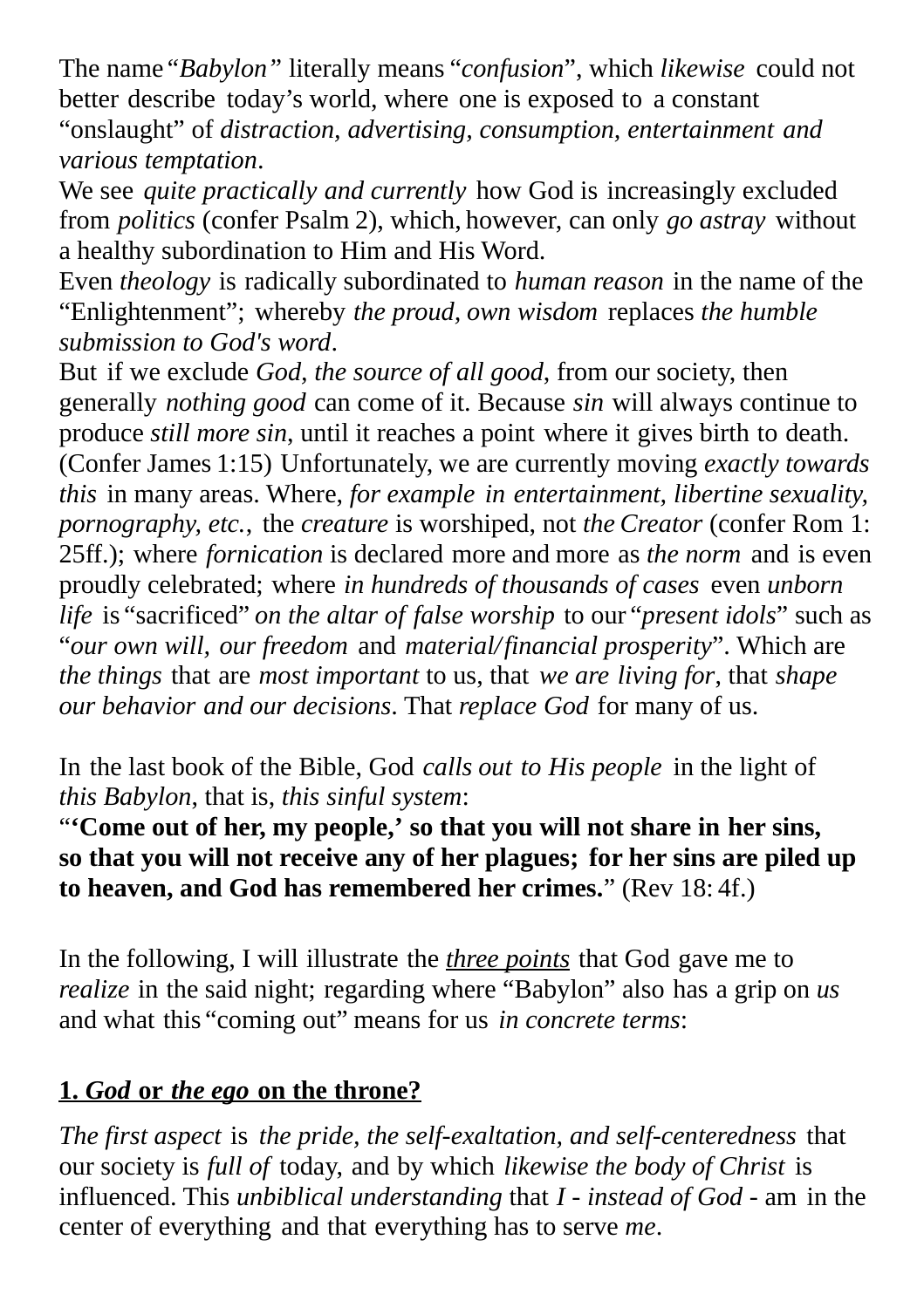The name "*Babylon*" literally means "*confusion*", which *likewise* could not better describe today's world, where one is exposed to a constant "onslaught" of *distraction, advertising, consumption, entertainment and various temptation*.

We see *quite practically and currently* how God is increasingly excluded from *politics* (confer Psalm 2), which, however, can only *go astray* without a healthy subordination to Him and His Word.

Even *theology* is radically subordinated to *human reason* in the name of the "Enlightenment"; whereby *the proud, own wisdom* replaces *the humble submission to God's word*.

But if we exclude *God, the source of all good*, from our society, then generally *nothing good* can come of it. Because *sin* will always continue to produce *still more sin*, until it reaches a point where it gives birth to death. (Confer James 1:15) Unfortunately, we are currently moving *exactly towards this* in many areas. Where, *for example in entertainment, libertine sexuality, pornography, etc.*, the *creature* is worshiped, not *the Creator* (confer Rom 1: 25ff.); where *fornication* is declared more and more as *the norm* and is even proudly celebrated; where *in hundreds of thousands of cases* even *unborn life* is "sacrificed" *on the altar of false worship* to our "*present idols*" such as "*our own will, our freedom* and *material/financial prosperity*". Which are *the things* that are *most important* to us, that *we are living for*, that *shape our behavior and our decisions*. That *replace God* for many of us.

In the last book of the Bible, God *calls out to His people* in the light of *this Babylon*, that is, *this sinful system*:

"**'Come out of her, my people,' so that you will not share in her sins, so that you will not receive any of her plagues; for her sins are piled up to heaven, and God has remembered her crimes.**" (Rev 18: 4f.)

In the following, I will illustrate the ***three points*** that God gave me to *realize* in the said night; regarding where "Babylon" also has a grip on *us* and what this "coming out" means for us *in concrete terms*:

## 1. *God* or *the ego* on the throne?

*The first aspect* is *the pride, the self-exaltation, and self-centeredness* that our society is *full of* today, and by which *likewise the body of Christ* is influenced. This *unbiblical understanding* that *I - instead of God -* am in the center of everything and that everything has to serve *me*.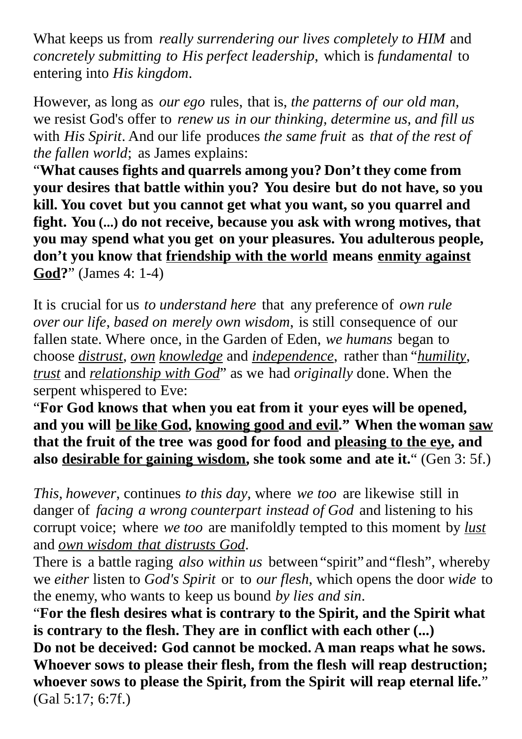What keeps us from *really surrendering our lives completely to HIM* and *concretely submitting to His perfect leadership*, which is *fundamental* to entering into *His kingdom*.

However, as long as *our ego* rules, that is, *the patterns of our old man*, we resist God's offer to *renew us in our thinking, determine us, and fill us* with *His Spirit*. And our life produces *the same fruit* as *that of the rest of the fallen world*; as James explains:
"**What causes fights and quarrels among you? Don't they come from your desires that battle within you? You desire but do not have, so you kill. You covet but you cannot get what you want, so you quarrel and fight. You (...) do not receive, because you ask with wrong motives, that you may spend what you get on your pleasures. You adulterous people, don't you know that <u>friendship with the world</u> means <u>enmity against God</u>?**" (James 4: 1-4)

It is crucial for us *to understand here* that any preference of *own rule over our life, based on merely own wisdom*, is still consequence of our fallen state. Where once, in the Garden of Eden, *we humans* began to choose *<u>distrust</u>*, *<u>own</u> <u>knowledge</u>* and *<u>independence</u>*, rather than "*<u>humility</u>*, *<u>trust</u>* and *<u>relationship with God</u>*" as we had *originally* done. When the serpent whispered to Eve:
"**For God knows that when you eat from it your eyes will be opened, and you will <u>be like God</u>, <u>knowing good and evil</u>." When the woman <u>saw</u> that the fruit of the tree was good for food and <u>pleasing to the eye</u>, and also <u>desirable for gaining wisdom</u>, she took some and ate it.**" (Gen 3: 5f.)

*This, however*, continues *to this day*, where *we too* are likewise still in danger of *facing a wrong counterpart instead of God* and listening to his corrupt voice; where *we too* are manifoldly tempted to this moment by *<u>lust</u>* and *<u>own wisdom that distrusts God</u>*.
There is a battle raging *also within us* between "spirit" and "flesh", whereby we *either* listen to *God's Spirit* or to *our flesh*, which opens the door *wide* to the enemy, who wants to keep us bound *by lies and sin*.
"**For the flesh desires what is contrary to the Spirit, and the Spirit what is contrary to the flesh. They are in conflict with each other (...)
Do not be deceived: God cannot be mocked. A man reaps what he sows. Whoever sows to please their flesh, from the flesh will reap destruction; whoever sows to please the Spirit, from the Spirit will reap eternal life.**"
(Gal 5:17; 6:7f.)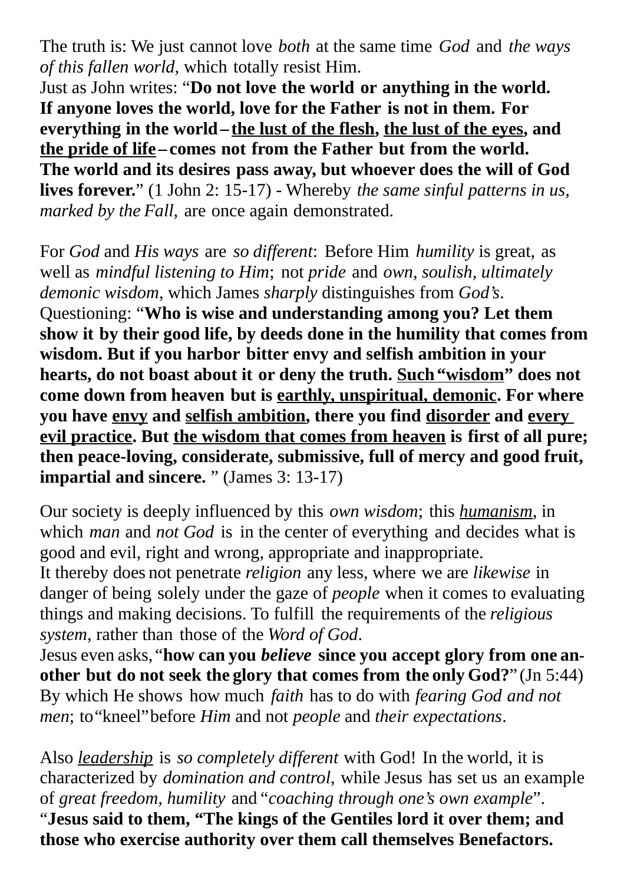The truth is: We just cannot love *both* at the same time *God* and *the ways of this fallen world*, which totally resist Him.
Just as John writes: "**Do not love the world or anything in the world. If anyone loves the world, love for the Father is not in them. For everything in the world – <u>the lust of the flesh</u>, <u>the lust of the eyes</u>, and <u>the pride of life</u> – comes not from the Father but from the world. The world and its desires pass away, but whoever does the will of God lives forever.**" (1 John 2: 15-17) - Whereby *the same sinful patterns in us, marked by the Fall*, are once again demonstrated.

For *God* and *His ways* are *so different*: Before Him *humility* is great, as well as *mindful listening to Him*; not *pride* and *own, soulish, ultimately demonic wisdom*, which James *sharply* distinguishes from *God's*. Questioning: "**Who is wise and understanding among you? Let them show it by their good life, by deeds done in the humility that comes from wisdom. But if you harbor bitter envy and selfish ambition in your hearts, do not boast about it or deny the truth. <u>Such "wisdom</u>" does not come down from heaven but is <u>earthly, unspiritual, demonic</u>. For where you have <u>envy</u> and <u>selfish ambition</u>, there you find <u>disorder</u> and <u>every evil practice</u>. But <u>the wisdom that comes from heaven</u> is first of all pure; then peace-loving, considerate, submissive, full of mercy and good fruit, impartial and sincere.** " (James 3: 13-17)

Our society is deeply influenced by this *own wisdom*; this *<u>humanism</u>*, in which *man* and *not God* is in the center of everything and decides what is good and evil, right and wrong, appropriate and inappropriate.
It thereby does not penetrate *religion* any less, where we are *likewise* in danger of being solely under the gaze of *people* when it comes to evaluating things and making decisions. To fulfill the requirements of the *religious system*, rather than those of the *Word of God*.
Jesus even asks, "**how can you *believe* since you accept glory from one another but do not seek the glory that comes from the only God?**" (Jn 5:44) By which He shows how much *faith* has to do with *fearing God and not men*; to "kneel" before *Him* and not *people* and *their expectations*.

Also *<u>leadership</u>* is *so completely different* with God! In the world, it is characterized by *domination and control*, while Jesus has set us an example of *great freedom, humility* and "*coaching through one's own example*".
"**Jesus said to them, "The kings of the Gentiles lord it over them; and those who exercise authority over them call themselves Benefactors.**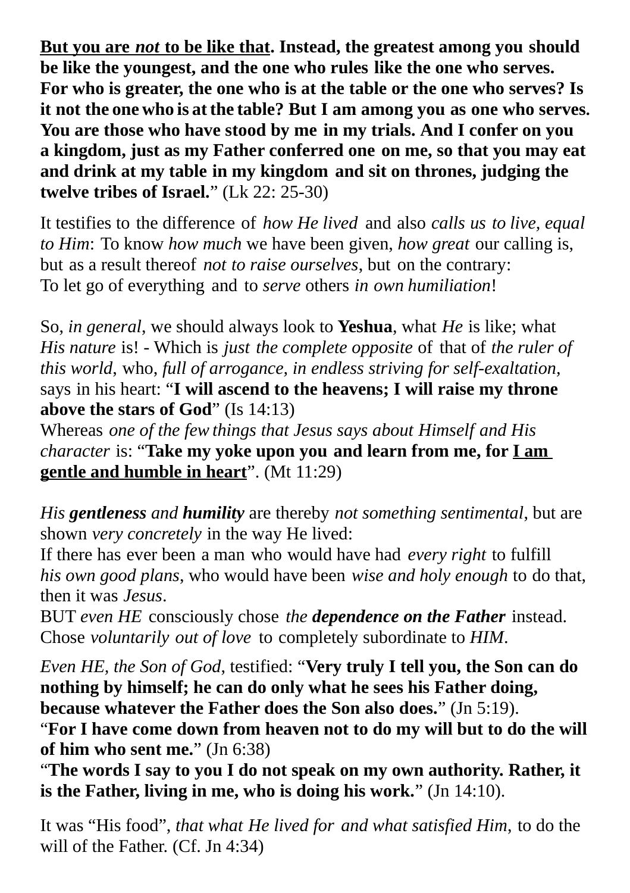**<u>But you are *not* to be like that</u>. Instead, the greatest among you should be like the youngest, and the one who rules like the one who serves. For who is greater, the one who is at the table or the one who serves? Is it not the one who is at the table? But I am among you as one who serves. You are those who have stood by me in my trials. And I confer on you a kingdom, just as my Father conferred one on me, so that you may eat and drink at my table in my kingdom and sit on thrones, judging the twelve tribes of Israel.**" (Lk 22: 25-30)

It testifies to the difference of *how He lived* and also *calls us to live, equal to Him*: To know *how much* we have been given, *how great* our calling is, but as a result thereof *not to raise ourselves*, but on the contrary:
To let go of everything and to *serve* others *in own humiliation*!

So, *in general*, we should always look to **Yeshua**, what *He* is like; what *His nature* is! - Which is *just the complete opposite* of that of *the ruler of this world*, who, *full of arrogance, in endless striving for self-exaltation*, says in his heart: "**I will ascend to the heavens; I will raise my throne above the stars of God**" (Is 14:13)
Whereas *one of the few things that Jesus says about Himself and His character* is: "**Take my yoke upon you and learn from me, for <u>I am gentle and humble in heart</u>**". (Mt 11:29)

*His **gentleness** and **humility*** are thereby *not something sentimental*, but are shown *very concretely* in the way He lived:
If there has ever been a man who would have had *every right* to fulfill *his own good plans*, who would have been *wise and holy enough* to do that, then it was *Jesus*.
BUT *even HE* consciously chose *the **dependence on the Father*** instead. Chose *voluntarily out of love* to completely subordinate to *HIM*.

*Even HE, the Son of God*, testified: "**Very truly I tell you, the Son can do nothing by himself; he can do only what he sees his Father doing, because whatever the Father does the Son also does.**" (Jn 5:19).
"**For I have come down from heaven not to do my will but to do the will of him who sent me.**" (Jn 6:38)
"**The words I say to you I do not speak on my own authority. Rather, it is the Father, living in me, who is doing his work.**" (Jn 14:10).

It was "His food", *that what He lived for and what satisfied Him*, to do the will of the Father. (Cf. Jn 4:34)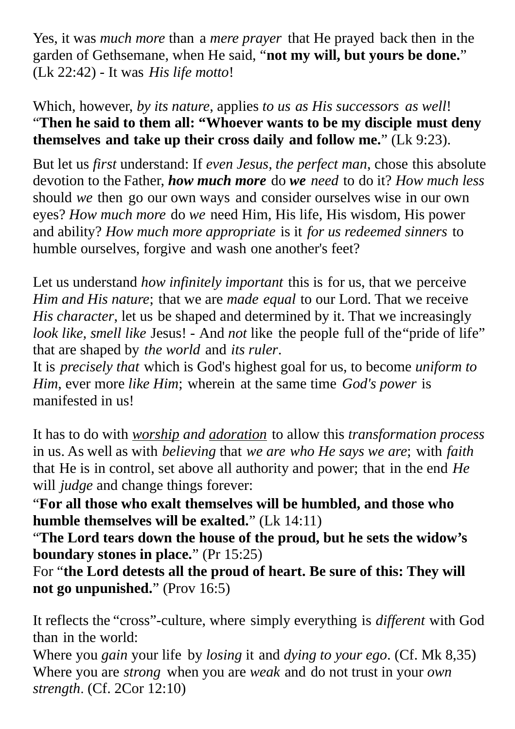Yes, it was *much more* than a *mere prayer* that He prayed back then in the garden of Gethsemane, when He said, "**not my will, but yours be done.**" (Lk 22:42) - It was *His life motto*!

Which, however, *by its nature*, applies *to us as His successors as well*! "**Then he said to them all: "Whoever wants to be my disciple must deny themselves and take up their cross daily and follow me.**" (Lk 9:23).

But let us *first* understand: If *even Jesus, the perfect man*, chose this absolute devotion to the Father, ***how much more*** do ***we*** *need* to do it? *How much less* should *we* then go our own ways and consider ourselves wise in our own eyes? *How much more* do *we* need Him, His life, His wisdom, His power and ability? *How much more appropriate* is it *for us redeemed sinners* to humble ourselves, forgive and wash one another's feet?

Let us understand *how infinitely important* this is for us, that we perceive *Him and His nature*; that we are *made equal* to our Lord. That we receive *His character*, let us be shaped and determined by it. That we increasingly *look like, smell like* Jesus! - And *not* like the people full of the "pride of life" that are shaped by *the world* and *its ruler*.
It is *precisely that* which is God's highest goal for us, to become *uniform to Him*, ever more *like Him*; wherein at the same time *God's power* is manifested in us!

It has to do with <u>*worship*</u> *and* <u>*adoration*</u> to allow this *transformation process* in us. As well as with *believing* that *we are who He says we are*; with *faith* that He is in control, set above all authority and power; that in the end *He* will *judge* and change things forever:
"**For all those who exalt themselves will be humbled, and those who humble themselves will be exalted.**" (Lk 14:11)
"**The Lord tears down the house of the proud, but he sets the widow's boundary stones in place.**" (Pr 15:25)
For "**the Lord detests all the proud of heart. Be sure of this: They will not go unpunished.**" (Prov 16:5)

It reflects the "cross"-culture, where simply everything is *different* with God than in the world:
Where you *gain* your life by *losing* it and *dying to your ego*. (Cf. Mk 8,35)
Where you are *strong* when you are *weak* and do not trust in your *own strength*. (Cf. 2Cor 12:10)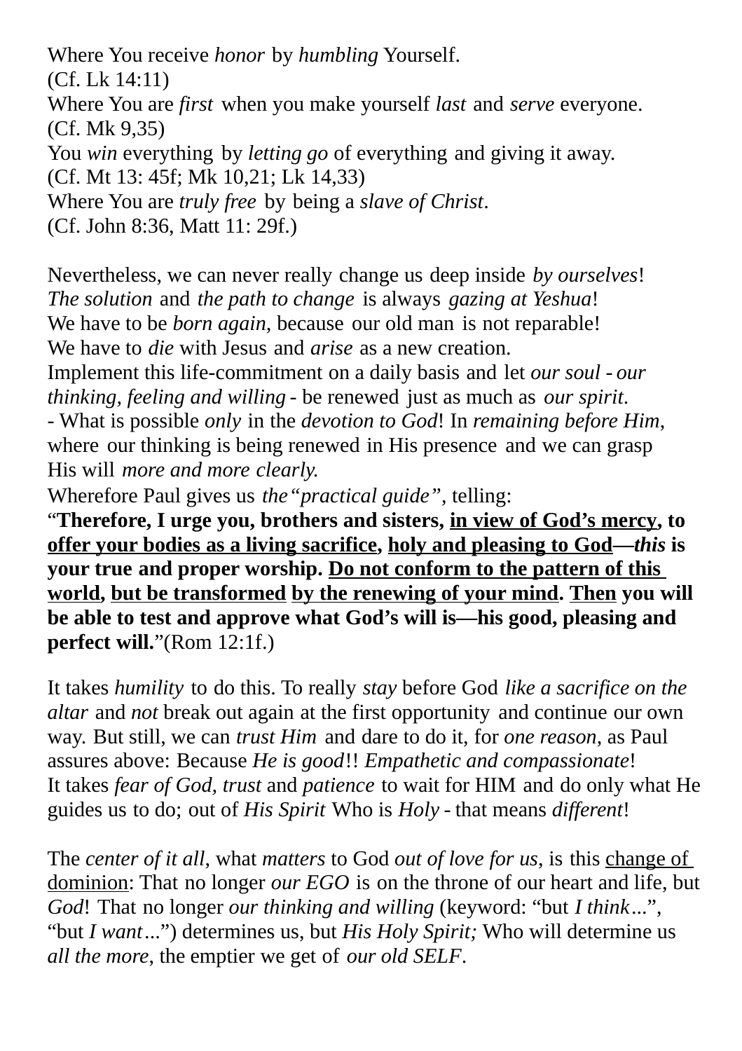Where You receive *honor* by *humbling* Yourself.
(Cf. Lk 14:11)
Where You are *first* when you make yourself *last* and *serve* everyone.
(Cf. Mk 9,35)
You *win* everything by *letting go* of everything and giving it away.
(Cf. Mt 13: 45f; Mk 10,21; Lk 14,33)
Where You are *truly free* by being a *slave of Christ*.
(Cf. John 8:36, Matt 11: 29f.)

Nevertheless, we can never really change us deep inside *by ourselves*!
*The solution* and *the path to change* is always *gazing at Yeshua*!
We have to be *born again*, because our old man is not reparable!
We have to *die* with Jesus and *arise* as a new creation.
Implement this life-commitment on a daily basis and let *our soul - our thinking, feeling and willing* - be renewed just as much as *our spirit*.
- What is possible *only* in the *devotion to God*! In *remaining before Him*, where our thinking is being renewed in His presence and we can grasp His will *more and more clearly.*
Wherefore Paul gives us *the "practical guide"*, telling:
"**Therefore, I urge you, brothers and sisters, <u>in view of God's mercy</u>, to <u>offer your bodies as a living sacrifice</u>, <u>holy and pleasing to God</u>—*this* is your true and proper worship. <u>Do not conform to the pattern of this world</u>, <u>but be transformed</u> <u>by the renewing of your mind</u>. <u>Then</u> you will be able to test and approve what God's will is—his good, pleasing and perfect will.**"(Rom 12:1f.)

It takes *humility* to do this. To really *stay* before God *like a sacrifice on the altar* and *not* break out again at the first opportunity and continue our own way. But still, we can *trust Him* and dare to do it, for *one reason*, as Paul assures above: Because *He is good*!! *Empathetic and compassionate*!
It takes *fear of God, trust* and *patience* to wait for HIM and do only what He guides us to do; out of *His Spirit* Who is *Holy* - that means *different*!

The *center of it all*, what *matters* to God *out of love for us*, is this <u>change of dominion</u>: That no longer *our EGO* is on the throne of our heart and life, but *God*! That no longer *our thinking and willing* (keyword: "but *I think*...", "but *I want*...") determines us, but *His Holy Spirit;* Who will determine us *all the more*, the emptier we get of *our old SELF*.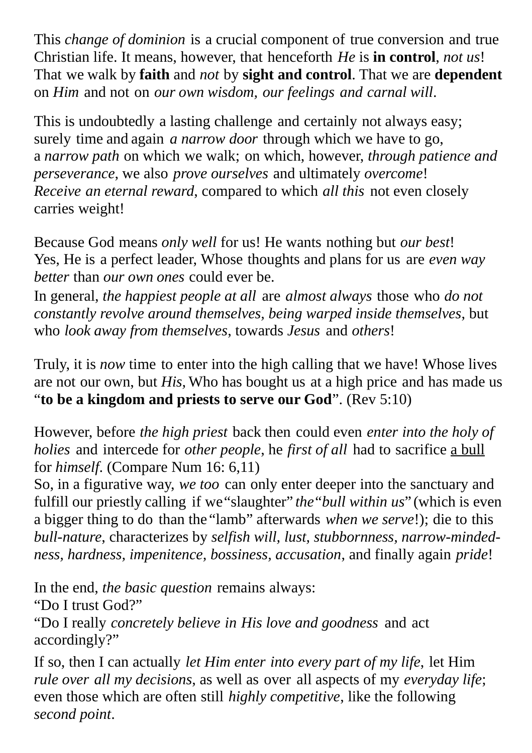This *change of dominion* is a crucial component of true conversion and true Christian life. It means, however, that henceforth *He* is **in control**, *not us*! That we walk by **faith** and *not* by **sight and control**. That we are **dependent** on *Him* and not on *our own wisdom, our feelings and carnal will*.

This is undoubtedly a lasting challenge and certainly not always easy; surely time and again *a narrow door* through which we have to go, a *narrow path* on which we walk; on which, however, *through patience and perseverance*, we also *prove ourselves* and ultimately *overcome*! *Receive an eternal reward*, compared to which *all this* not even closely carries weight!

Because God means *only well* for us! He wants nothing but *our best*! Yes, He is a perfect leader, Whose thoughts and plans for us are *even way better* than *our own ones* could ever be.
In general, *the happiest people at all* are *almost always* those who *do not constantly revolve around themselves, being warped inside themselves*, but who *look away from themselves*, towards *Jesus* and *others*!

Truly, it is *now* time to enter into the high calling that we have! Whose lives are not our own, but *His*, Who has bought us at a high price and has made us "**to be a kingdom and priests to serve our God**". (Rev 5:10)

However, before *the high priest* back then could even *enter into the holy of holies* and intercede for *other people*, he *first of all* had to sacrifice <u>a bull</u> for *himself*. (Compare Num 16: 6,11)
So, in a figurative way, *we too* can only enter deeper into the sanctuary and fulfill our priestly calling if we "slaughter" *the "bull within us"* (which is even a bigger thing to do than the "lamb" afterwards *when we serve*!); die to this *bull-nature*, characterizes by *selfish will, lust, stubbornness, narrow-minded-ness, hardness, impenitence, bossiness, accusation*, and finally again *pride*!

In the end, *the basic question* remains always:
"Do I trust God?"
"Do I really *concretely believe in His love and goodness* and act accordingly?"

If so, then I can actually *let Him enter into every part of my life*, let Him *rule over all my decisions*, as well as over all aspects of my *everyday life*; even those which are often still *highly competitive*, like the following *second point*.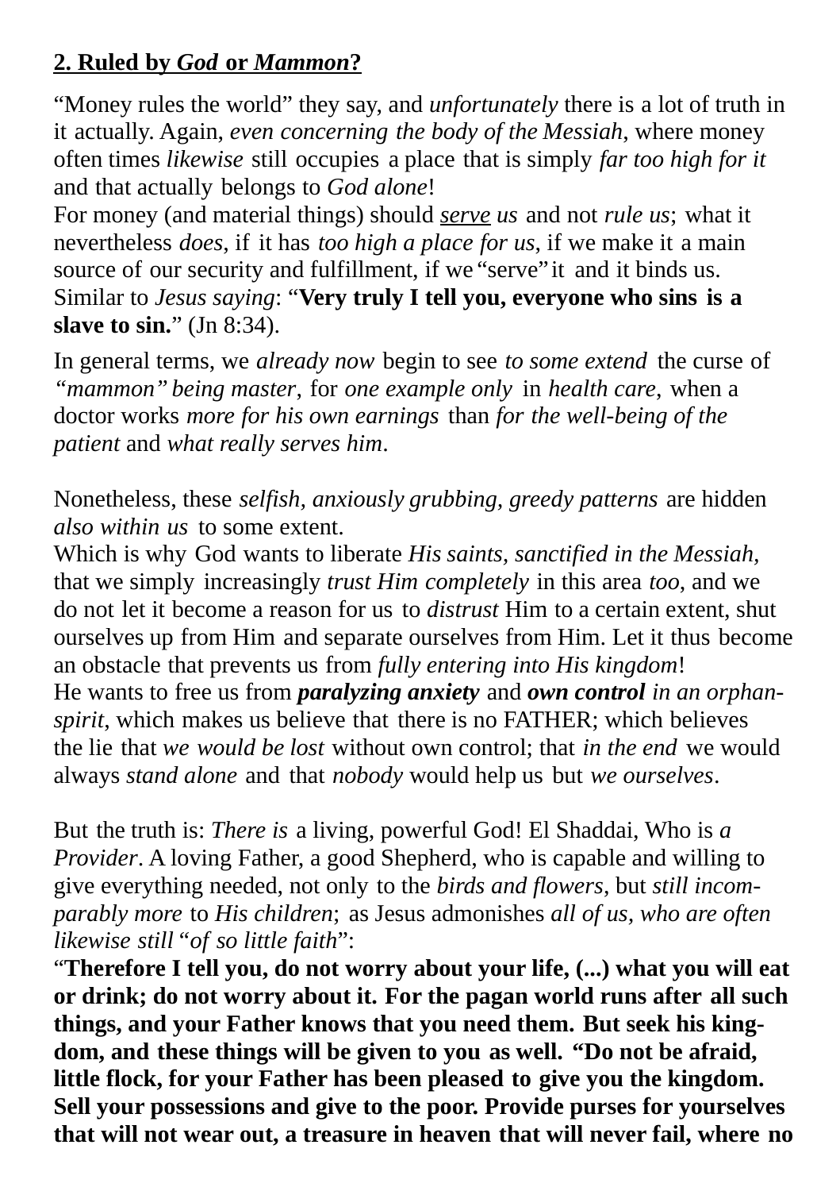## 2. Ruled by *God* or *Mammon*?

"Money rules the world" they say, and *unfortunately* there is a lot of truth in it actually. Again, *even concerning the body of the Messiah*, where money often times *likewise* still occupies a place that is simply *far too high for it* and that actually belongs to *God alone*!
For money (and material things) should ***serve*** *us* and not *rule us;* what it nevertheless *does*, if it has *too high a place for us*, if we make it a main source of our security and fulfillment, if we "serve" it and it binds us. Similar to *Jesus saying*: "**Very truly I tell you, everyone who sins is a slave to sin.**" (Jn 8:34).

In general terms, we *already now* begin to see *to some extend* the curse of *"mammon" being master*, for *one example only* in *health care*, when a doctor works *more for his own earnings* than *for the well-being of the patient* and *what really serves him*.

Nonetheless, these *selfish, anxiously grubbing, greedy patterns* are hidden *also within us* to some extent.
Which is why God wants to liberate *His saints, sanctified in the Messiah*, that we simply increasingly *trust Him completely* in this area *too*, and we do not let it become a reason for us to *distrust* Him to a certain extent, shut ourselves up from Him and separate ourselves from Him. Let it thus become an obstacle that prevents us from *fully entering into His kingdom*!
He wants to free us from ***paralyzing anxiety*** and ***own control*** *in an orphan-spirit*, which makes us believe that there is no FATHER; which believes the lie that *we would be lost* without own control; that *in the end* we would always *stand alone* and that *nobody* would help us but *we ourselves*.

But the truth is: *There is* a living, powerful God! El Shaddai, Who is *a Provider*. A loving Father, a good Shepherd, who is capable and willing to give everything needed, not only to the *birds and flowers*, but *still incomparably more* to *His children*; as Jesus admonishes *all of us, who are often likewise still* "*of so little faith*":
"**Therefore I tell you, do not worry about your life, (...) what you will eat or drink; do not worry about it. For the pagan world runs after all such things, and your Father knows that you need them. But seek his kingdom, and these things will be given to you as well. "Do not be afraid, little flock, for your Father has been pleased to give you the kingdom. Sell your possessions and give to the poor. Provide purses for yourselves that will not wear out, a treasure in heaven that will never fail, where no**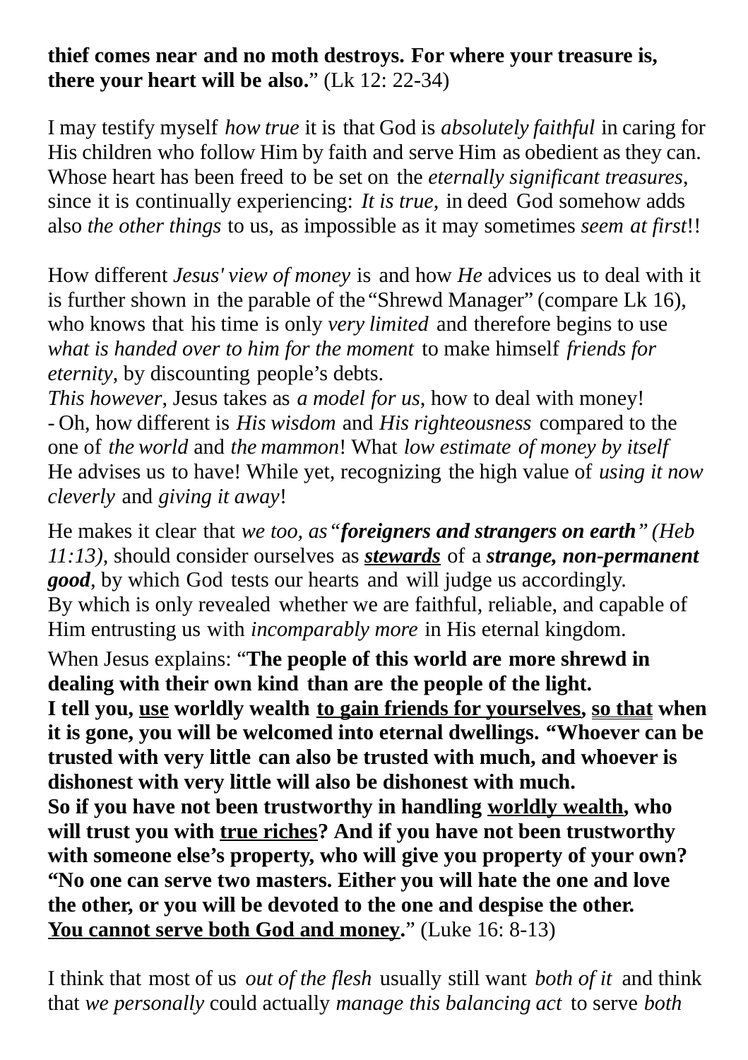**thief comes near and no moth destroys. For where your treasure is, there your heart will be also.**" (Lk 12: 22-34)

I may testify myself *how true* it is that God is *absolutely faithful* in caring for His children who follow Him by faith and serve Him as obedient as they can. Whose heart has been freed to be set on the *eternally significant treasures*, since it is continually experiencing: *It is true*, in deed God somehow adds also *the other things* to us, as impossible as it may sometimes *seem at first*!!

How different *Jesus' view of money* is and how *He* advices us to deal with it is further shown in the parable of the "Shrewd Manager" (compare Lk 16), who knows that his time is only *very limited* and therefore begins to use *what is handed over to him for the moment* to make himself *friends for eternity*, by discounting people's debts.
*This however*, Jesus takes as *a model for us*, how to deal with money!
- Oh, how different is *His wisdom* and *His righteousness* compared to the one of *the world* and *the mammon*! What *low estimate of money by itself* He advises us to have! While yet, recognizing the high value of *using it now cleverly* and *giving it away*!

He makes it clear that *we too, as* "***foreigners and strangers on earth****" (Heb 11:13)*, should consider ourselves as ***<u>stewards</u>*** of a ***strange, non-permanent good***, by which God tests our hearts and will judge us accordingly.
By which is only revealed whether we are faithful, reliable, and capable of Him entrusting us with *incomparably more* in His eternal kingdom.

When Jesus explains: "**The people of this world are more shrewd in dealing with their own kind than are the people of the light.**
**I tell you, <u>use</u> worldly wealth <u>to gain friends for yourselves</u>, <u>so that</u> when it is gone, you will be welcomed into eternal dwellings. "Whoever can be trusted with very little can also be trusted with much, and whoever is dishonest with very little will also be dishonest with much.**
**So if you have not been trustworthy in handling <u>worldly wealth</u>, who will trust you with <u>true riches</u>? And if you have not been trustworthy with someone else's property, who will give you property of your own?**
**"No one can serve two masters. Either you will hate the one and love the other, or you will be devoted to the one and despise the other.**
**<u>You cannot serve both God and money</u>.**" (Luke 16: 8-13)

I think that most of us *out of the flesh* usually still want *both of it* and think that *we personally* could actually *manage this balancing act* to serve *both*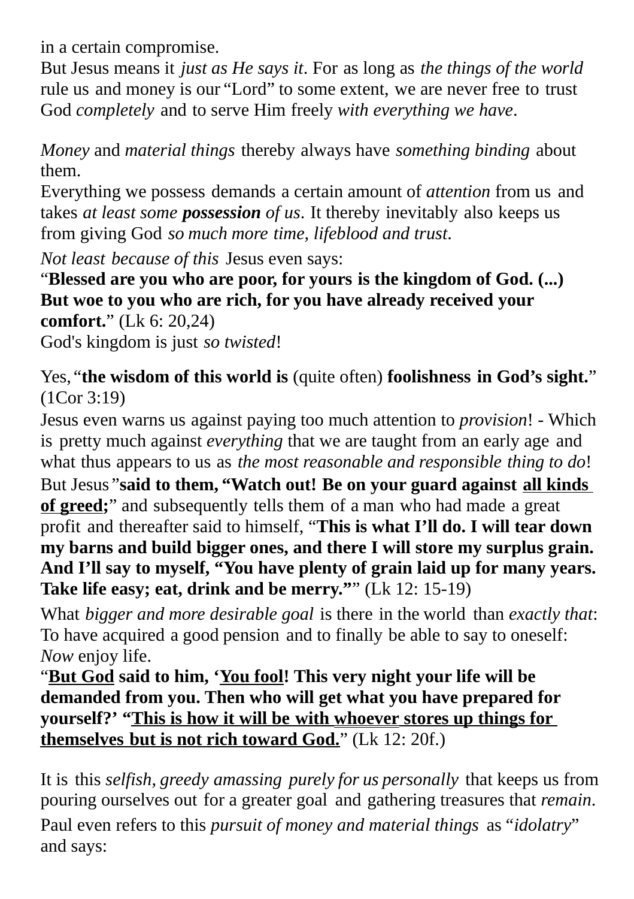in a certain compromise.
But Jesus means it *just as He says it*. For as long as *the things of the world* rule us and money is our "Lord" to some extent, we are never free to trust God *completely* and to serve Him freely *with everything we have*.

*Money* and *material things* thereby always have *something binding* about them.
Everything we possess demands a certain amount of *attention* from us and takes *at least some **possession** of us*. It thereby inevitably also keeps us from giving God *so much more time, lifeblood and trust*.

*Not least because of this* Jesus even says:
"**Blessed are you who are poor, for yours is the kingdom of God. (...) But woe to you who are rich, for you have already received your comfort.**" (Lk 6: 20,24)
God's kingdom is just *so twisted*!

Yes, "**the wisdom of this world is** (quite often) **foolishness in God's sight.**" (1Cor 3:19)
Jesus even warns us against paying too much attention to *provision*! - Which is pretty much against *everything* that we are taught from an early age and what thus appears to us as *the most reasonable and responsible thing to do*!
But Jesus "**said to them, "Watch out! Be on your guard against <u>all kinds of greed</u>;**" and subsequently tells them of a man who had made a great profit and thereafter said to himself, "**This is what I'll do. I will tear down my barns and build bigger ones, and there I will store my surplus grain. And I'll say to myself, "You have plenty of grain laid up for many years. Take life easy; eat, drink and be merry.""** (Lk 12: 15-19)

What *bigger and more desirable goal* is there in the world than *exactly that*: To have acquired a good pension and to finally be able to say to oneself: *Now* enjoy life.
"**<u>But God</u> said to him, '<u>You fool</u>! This very night your life will be demanded from you. Then who will get what you have prepared for yourself?' "<u>This is how it will be with whoever stores up things for themselves but is not rich toward God.</u>**" (Lk 12: 20f.)

It is this *selfish, greedy amassing purely for us personally* that keeps us from pouring ourselves out for a greater goal and gathering treasures that *remain*.
Paul even refers to this *pursuit of money and material things* as "*idolatry*" and says: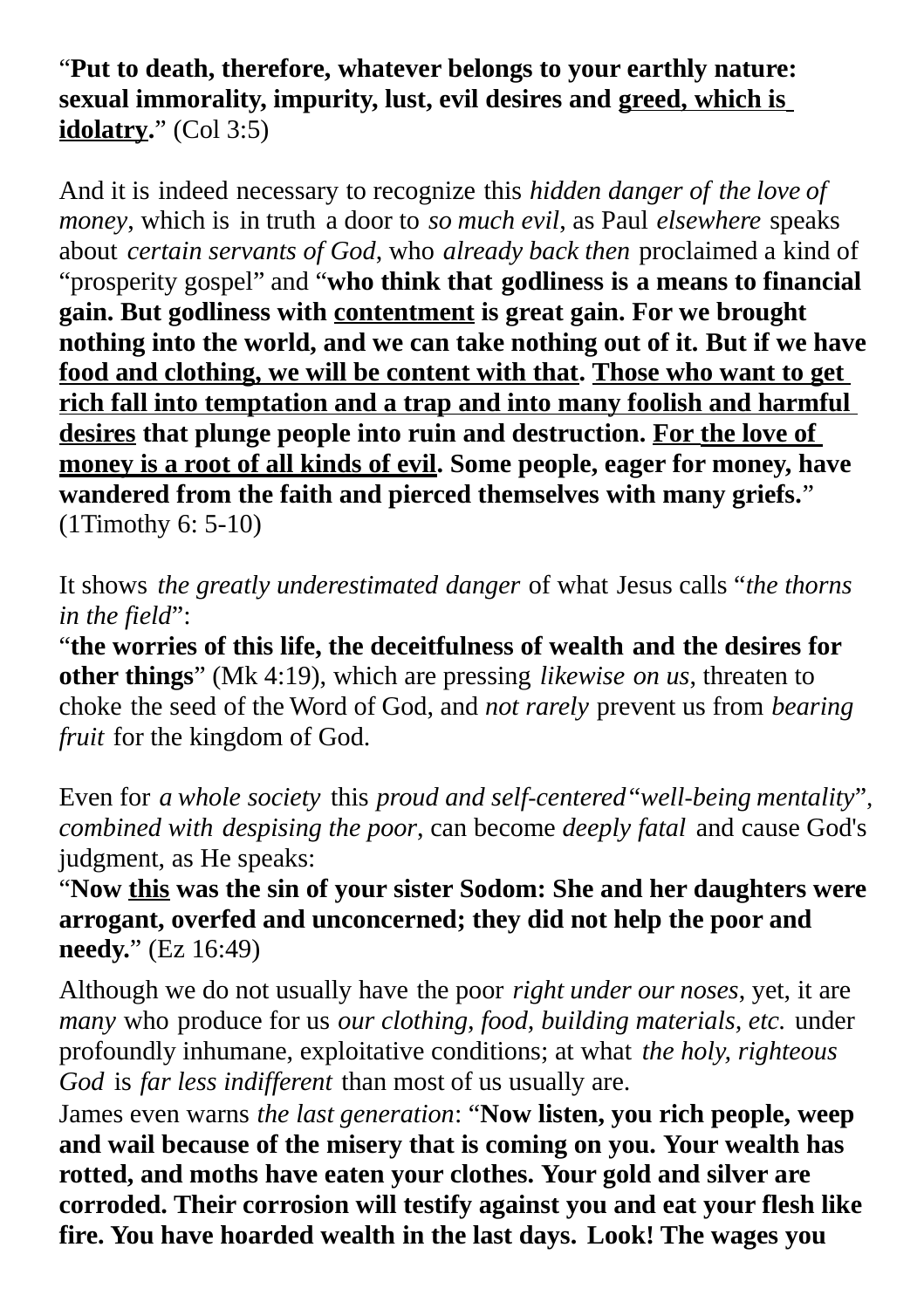"**Put to death, therefore, whatever belongs to your earthly nature: sexual immorality, impurity, lust, evil desires and <u>greed, which is idolatry</u>.**" (Col 3:5)

And it is indeed necessary to recognize this *hidden danger of the love of money*, which is in truth a door to *so much evil*, as Paul *elsewhere* speaks about *certain servants of God*, who *already back then* proclaimed a kind of "prosperity gospel" and "**who think that godliness is a means to financial gain. But godliness with <u>contentment</u> is great gain. For we brought nothing into the world, and we can take nothing out of it. But if we have <u>food and clothing, we will be content with that</u>. <u>Those who want to get rich fall into temptation and a trap and into many foolish and harmful desires</u> that plunge people into ruin and destruction. <u>For the love of money is a root of all kinds of evil</u>. Some people, eager for money, have wandered from the faith and pierced themselves with many griefs.**" (1Timothy 6: 5-10)

It shows *the greatly underestimated danger* of what Jesus calls "*the thorns in the field*":
"**the worries of this life, the deceitfulness of wealth and the desires for other things**" (Mk 4:19), which are pressing *likewise on us*, threaten to choke the seed of the Word of God, and *not rarely* prevent us from *bearing fruit* for the kingdom of God.

Even for *a whole society* this *proud and self-centered "well-being mentality", combined with despising the poor*, can become *deeply fatal* and cause God's judgment, as He speaks:
"**Now <u>this</u> was the sin of your sister Sodom: She and her daughters were arrogant, overfed and unconcerned; they did not help the poor and needy.**" (Ez 16:49)

Although we do not usually have the poor *right under our noses*, yet, it are *many* who produce for us *our clothing, food, building materials, etc.* under profoundly inhumane, exploitative conditions; at what *the holy, righteous God* is *far less indifferent* than most of us usually are.
James even warns *the last generation*: "**Now listen, you rich people, weep and wail because of the misery that is coming on you. Your wealth has rotted, and moths have eaten your clothes. Your gold and silver are corroded. Their corrosion will testify against you and eat your flesh like fire. You have hoarded wealth in the last days. Look! The wages you**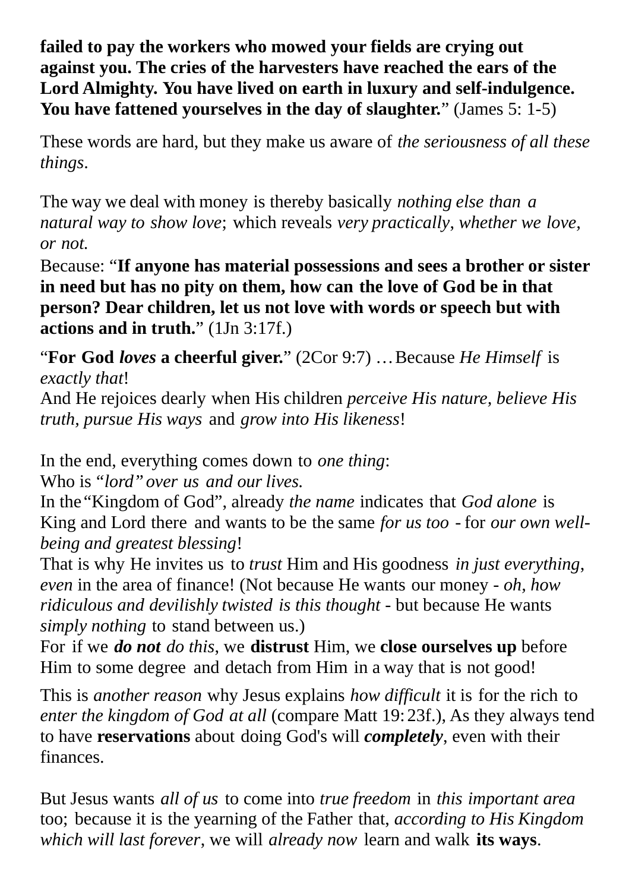**failed to pay the workers who mowed your fields are crying out against you. The cries of the harvesters have reached the ears of the Lord Almighty. You have lived on earth in luxury and self-indulgence. You have fattened yourselves in the day of slaughter.**" (James 5: 1-5)

These words are hard, but they make us aware of *the seriousness of all these things*.

The way we deal with money is thereby basically *nothing else than a natural way to show love*; which reveals *very practically*, *whether we love, or not.*
Because: "**If anyone has material possessions and sees a brother or sister in need but has no pity on them, how can the love of God be in that person? Dear children, let us not love with words or speech but with actions and in truth.**" (1Jn 3:17f.)

"**For God *loves* a cheerful giver.**" (2Cor 9:7) …Because *He Himself* is *exactly that*!
And He rejoices dearly when His children *perceive His nature, believe His truth, pursue His ways* and *grow into His likeness*!

In the end, everything comes down to *one thing*:
Who is *"lord" over us and our lives.*
In the "Kingdom of God", already *the name* indicates that *God alone* is King and Lord there and wants to be the same *for us too* - for *our own well-being and greatest blessing*!
That is why He invites us to *trust* Him and His goodness *in just everything*, *even* in the area of finance! (Not because He wants our money - *oh, how ridiculous and devilishly twisted is this thought* - but because He wants *simply nothing* to stand between us.)
For if we ***do not*** *do this*, we **distrust** Him, we **close ourselves up** before Him to some degree and detach from Him in a way that is not good!

This is *another reason* why Jesus explains *how difficult* it is for the rich to *enter the kingdom of God at all* (compare Matt 19: 23f.), As they always tend to have **reservations** about doing God's will ***completely***, even with their finances.

But Jesus wants *all of us* to come into *true freedom* in *this important area* too; because it is the yearning of the Father that, *according to His Kingdom which will last forever*, we will *already now* learn and walk **its ways**.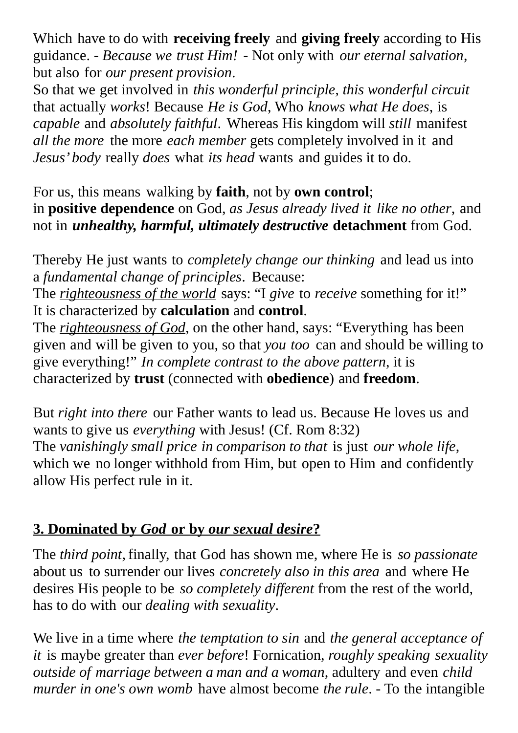Which have to do with **receiving freely** and **giving freely** according to His guidance. - *Because we trust Him!* - Not only with *our eternal salvation*, but also for *our present provision*.
So that we get involved in *this wonderful principle*, *this wonderful circuit* that actually *works*! Because *He is God*, Who *knows what He does*, is *capable* and *absolutely faithful*. Whereas His kingdom will *still* manifest *all the more* the more *each member* gets completely involved in it and *Jesus' body* really *does* what *its head* wants and guides it to do.

For us, this means walking by **faith**, not by **own control**;
in **positive dependence** on God, *as Jesus already lived it like no other*, and not in ***unhealthy, harmful, ultimately destructive*** **detachment** from God.

Thereby He just wants to *completely change our thinking* and lead us into a *fundamental change of principles*. Because:
The <u>*righteousness of the world*</u> says: "I *give* to *receive* something for it!"
It is characterized by **calculation** and **control**.
The <u>*righteousness of God*</u>, on the other hand, says: "Everything has been given and will be given to you, so that *you too* can and should be willing to give everything!" *In complete contrast to the above pattern*, it is characterized by **trust** (connected with **obedience**) and **freedom**.

But *right into there* our Father wants to lead us. Because He loves us and wants to give us *everything* with Jesus! (Cf. Rom 8:32)
The *vanishingly small price in comparison to that* is just *our whole life*, which we no longer withhold from Him, but open to Him and confidently allow His perfect rule in it.

## <u>3. Dominated by *God* or by *our sexual desire*?</u>

The *third point*, finally, that God has shown me, where He is *so passionate* about us to surrender our lives *concretely also in this area* and where He desires His people to be *so completely different* from the rest of the world, has to do with our *dealing with sexuality*.

We live in a time where *the temptation to sin* and *the general acceptance of it* is maybe greater than *ever before*! Fornication, *roughly speaking sexuality outside of marriage between a man and a woman*, adultery and even *child murder in one's own womb* have almost become *the rule*. - To the intangible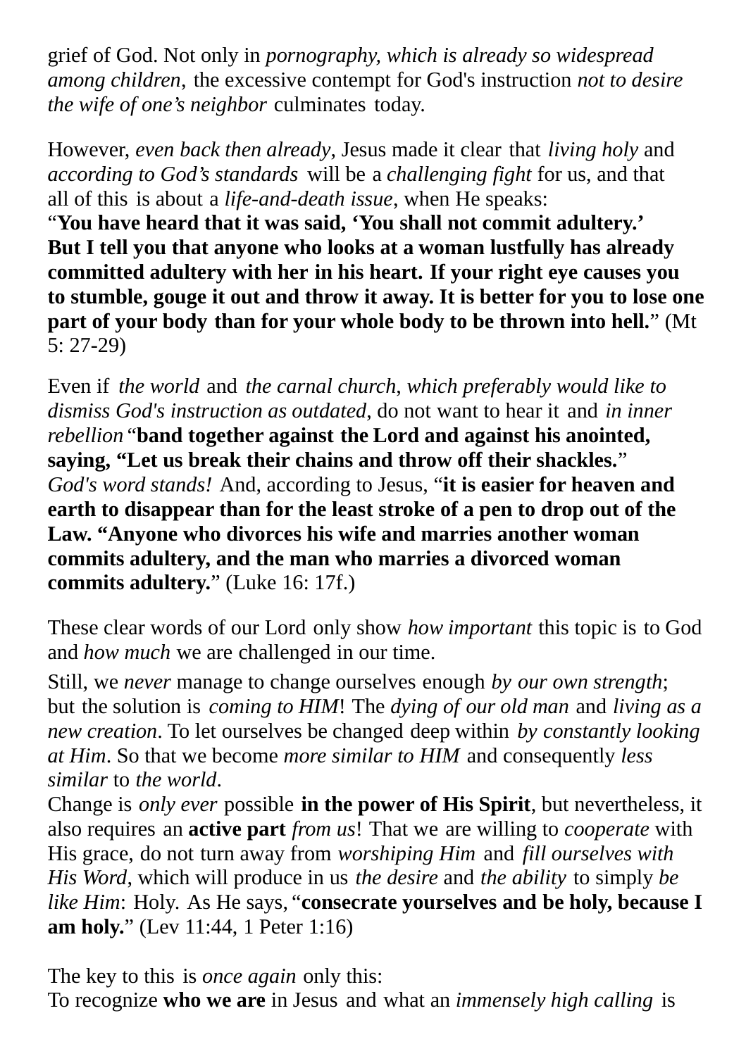grief of God. Not only in *pornography, which is already so widespread among children,* the excessive contempt for God's instruction *not to desire the wife of one's neighbor* culminates today.

However, *even back then already*, Jesus made it clear that *living holy* and *according to God's standards* will be a *challenging fight* for us, and that all of this is about a *life-and-death issue*, when He speaks:
"**You have heard that it was said, 'You shall not commit adultery.' But I tell you that anyone who looks at a woman lustfully has already committed adultery with her in his heart. If your right eye causes you to stumble, gouge it out and throw it away. It is better for you to lose one part of your body than for your whole body to be thrown into hell.**" (Mt 5: 27-29)

Even if *the world* and *the carnal church, which preferably would like to dismiss God's instruction as outdated,* do not want to hear it and *in inner rebellion* "**band together against the Lord and against his anointed, saying, "Let us break their chains and throw off their shackles.**"
*God's word stands!* And, according to Jesus, "**it is easier for heaven and earth to disappear than for the least stroke of a pen to drop out of the Law. "Anyone who divorces his wife and marries another woman commits adultery, and the man who marries a divorced woman commits adultery.**" (Luke 16: 17f.)

These clear words of our Lord only show *how important* this topic is to God and *how much* we are challenged in our time.

Still, we *never* manage to change ourselves enough *by our own strength*; but the solution is *coming to HIM*! The *dying of our old man* and *living as a new creation*. To let ourselves be changed deep within *by constantly looking at Him*. So that we become *more similar to HIM* and consequently *less similar* to *the world*.
Change is *only ever* possible **in the power of His Spirit**, but nevertheless, it also requires an **active part** *from us*! That we are willing to *cooperate* with His grace, do not turn away from *worshiping Him* and *fill ourselves with His Word*, which will produce in us *the desire* and *the ability* to simply *be like Him*: Holy. As He says, "**consecrate yourselves and be holy, because I am holy.**" (Lev 11:44, 1 Peter 1:16)

The key to this is *once again* only this:
To recognize **who we are** in Jesus and what an *immensely high calling* is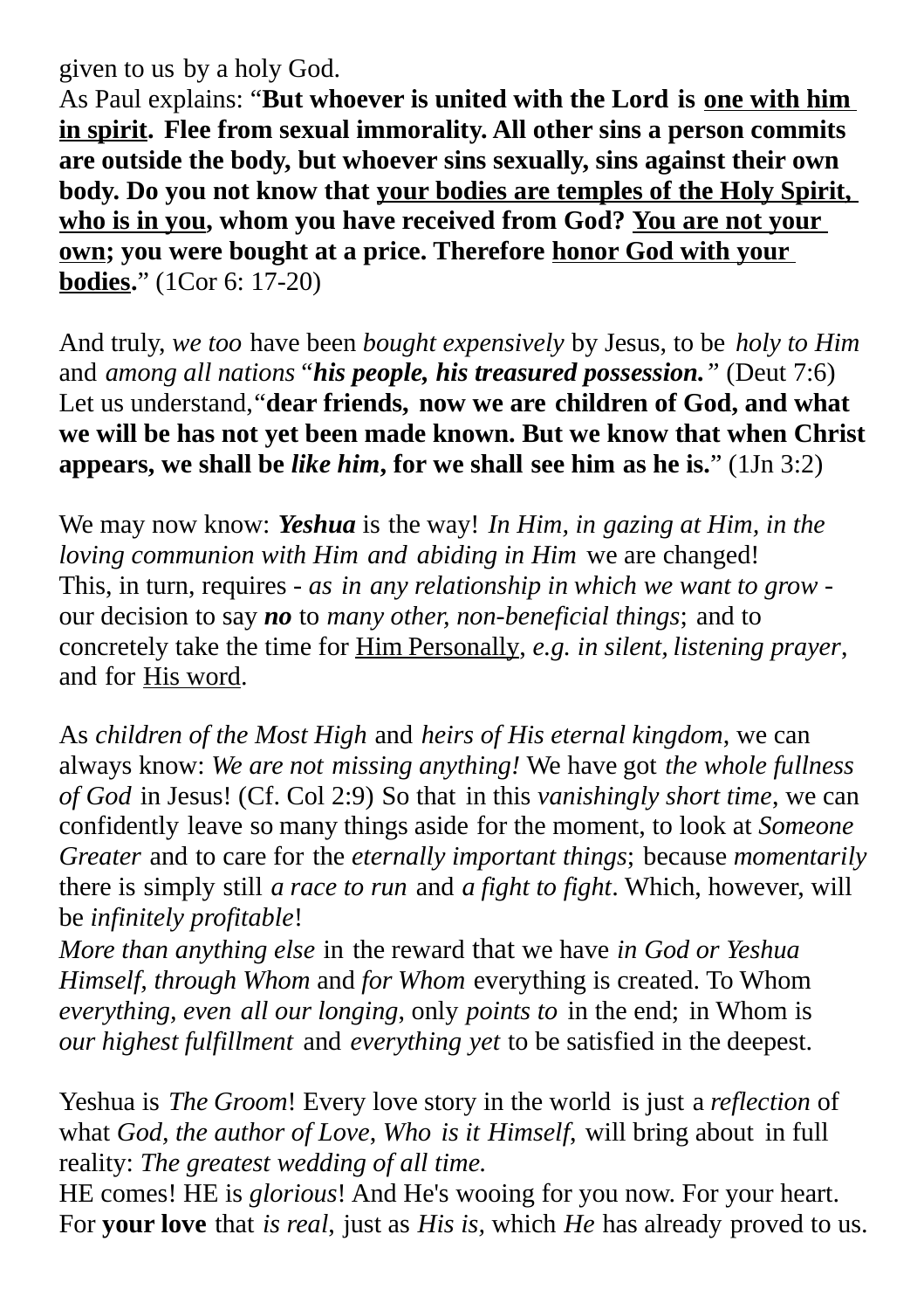given to us by a holy God.
As Paul explains: "**But whoever is united with the Lord is <u>one with him in spirit</u>. Flee from sexual immorality. All other sins a person commits are outside the body, but whoever sins sexually, sins against their own body. Do you not know that <u>your bodies are temples of the Holy Spirit, who is in you</u>, whom you have received from God? <u>You are not your own</u>; you were bought at a price. Therefore <u>honor God with your bodies</u>.**" (1Cor 6: 17-20)

And truly, *we too* have been *bought expensively* by Jesus, to be *holy to Him* and *among all nations* "***his people, his treasured possession.***" (Deut 7:6)
Let us understand,"**dear friends, now we are children of God, and what we will be has not yet been made known. But we know that when Christ appears, we shall be *like him*, for we shall see him as he is.**" (1Jn 3:2)

We may now know: ***Yeshua*** is the way! *In Him, in gazing at Him, in the loving communion with Him and abiding in Him* we are changed!
This, in turn, requires - *as in any relationship in which we want to grow* - our decision to say ***no*** to *many other, non-beneficial things*; and to concretely take the time for <u>Him Personally</u>, *e.g. in silent, listening prayer*, and for <u>His word</u>.

As *children of the Most High* and *heirs of His eternal kingdom*, we can always know: *We are not missing anything!* We have got *the whole fullness of God* in Jesus! (Cf. Col 2:9) So that in this *vanishingly short time*, we can confidently leave so many things aside for the moment, to look at *Someone Greater* and to care for the *eternally important things*; because *momentarily* there is simply still *a race to run* and *a fight to fight*. Which, however, will be *infinitely profitable*!
*More than anything else* in the reward that we have *in God or Yeshua Himself, through Whom* and *for Whom* everything is created. To Whom *everything, even all our longing*, only *points to* in the end; in Whom is *our highest fulfillment* and *everything yet* to be satisfied in the deepest.

Yeshua is *The Groom*! Every love story in the world is just a *reflection* of what *God, the author of Love, Who is it Himself*, will bring about in full reality: *The greatest wedding of all time.*
HE comes! HE is *glorious*! And He's wooing for you now. For your heart. For **your love** that *is real*, just as *His is*, which *He* has already proved to us.